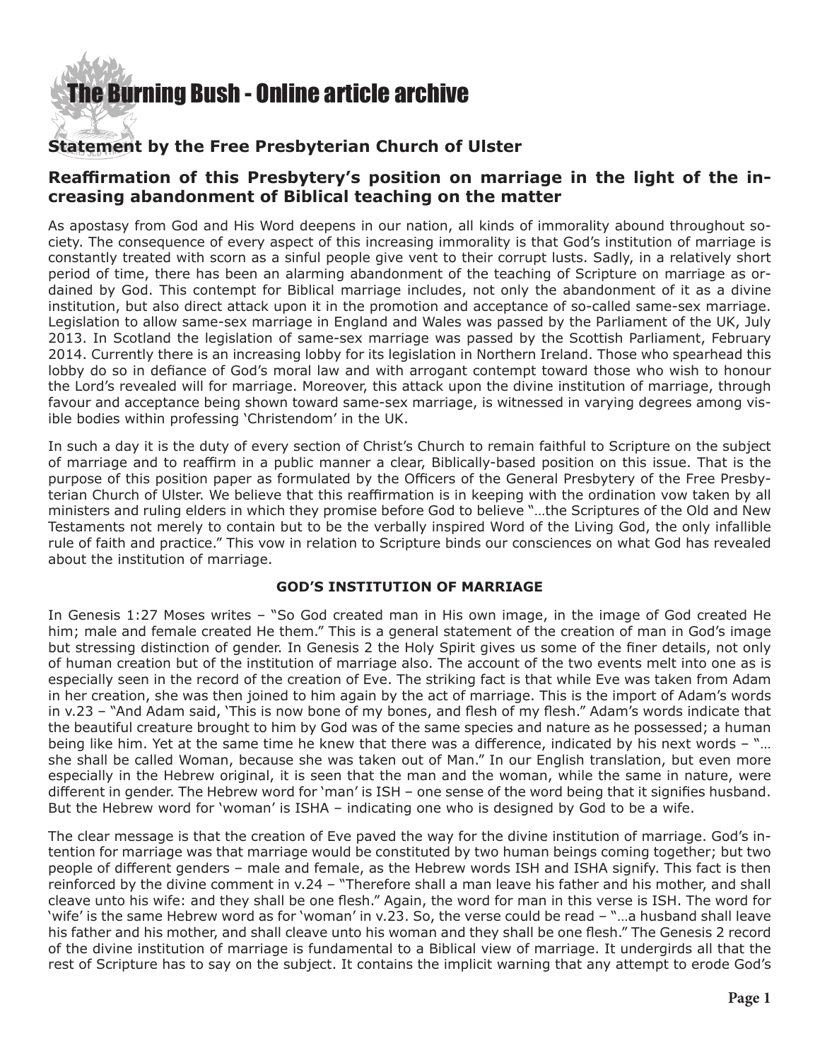# The Burning Bush - Online article archive

## Statement by the Free Presbyterian Church of Ulster

## Reaffirmation of this Presbytery's position on marriage in the light of the increasing abandonment of Biblical teaching on the matter

As apostasy from God and His Word deepens in our nation, all kinds of immorality abound throughout society. The consequence of every aspect of this increasing immorality is that God's institution of marriage is constantly treated with scorn as a sinful people give vent to their corrupt lusts. Sadly, in a relatively short period of time, there has been an alarming abandonment of the teaching of Scripture on marriage as ordained by God. This contempt for Biblical marriage includes, not only the abandonment of it as a divine institution, but also direct attack upon it in the promotion and acceptance of so-called same-sex marriage. Legislation to allow same-sex marriage in England and Wales was passed by the Parliament of the UK, July 2013. In Scotland the legislation of same-sex marriage was passed by the Scottish Parliament, February 2014. Currently there is an increasing lobby for its legislation in Northern Ireland. Those who spearhead this lobby do so in defiance of God's moral law and with arrogant contempt toward those who wish to honour the Lord's revealed will for marriage. Moreover, this attack upon the divine institution of marriage, through favour and acceptance being shown toward same-sex marriage, is witnessed in varying degrees among visible bodies within professing 'Christendom' in the UK.

In such a day it is the duty of every section of Christ's Church to remain faithful to Scripture on the subject of marriage and to reaffirm in a public manner a clear, Biblically-based position on this issue. That is the purpose of this position paper as formulated by the Officers of the General Presbytery of the Free Presbyterian Church of Ulster. We believe that this reaffirmation is in keeping with the ordination vow taken by all ministers and ruling elders in which they promise before God to believe "…the Scriptures of the Old and New Testaments not merely to contain but to be the verbally inspired Word of the Living God, the only infallible rule of faith and practice." This vow in relation to Scripture binds our consciences on what God has revealed about the institution of marriage.

**GOD'S INSTITUTION OF MARRIAGE**

In Genesis 1:27 Moses writes – "So God created man in His own image, in the image of God created He him; male and female created He them." This is a general statement of the creation of man in God's image but stressing distinction of gender. In Genesis 2 the Holy Spirit gives us some of the finer details, not only of human creation but of the institution of marriage also. The account of the two events melt into one as is especially seen in the record of the creation of Eve. The striking fact is that while Eve was taken from Adam in her creation, she was then joined to him again by the act of marriage. This is the import of Adam's words in v.23 – "And Adam said, 'This is now bone of my bones, and flesh of my flesh." Adam's words indicate that the beautiful creature brought to him by God was of the same species and nature as he possessed; a human being like him. Yet at the same time he knew that there was a difference, indicated by his next words – "…she shall be called Woman, because she was taken out of Man." In our English translation, but even more especially in the Hebrew original, it is seen that the man and the woman, while the same in nature, were different in gender. The Hebrew word for 'man' is ISH – one sense of the word being that it signifies husband. But the Hebrew word for 'woman' is ISHA – indicating one who is designed by God to be a wife.

The clear message is that the creation of Eve paved the way for the divine institution of marriage. God's intention for marriage was that marriage would be constituted by two human beings coming together; but two people of different genders – male and female, as the Hebrew words ISH and ISHA signify. This fact is then reinforced by the divine comment in v.24 – "Therefore shall a man leave his father and his mother, and shall cleave unto his wife: and they shall be one flesh." Again, the word for man in this verse is ISH. The word for 'wife' is the same Hebrew word as for 'woman' in v.23. So, the verse could be read – "…a husband shall leave his father and his mother, and shall cleave unto his woman and they shall be one flesh." The Genesis 2 record of the divine institution of marriage is fundamental to a Biblical view of marriage. It undergirds all that the rest of Scripture has to say on the subject. It contains the implicit warning that any attempt to erode God's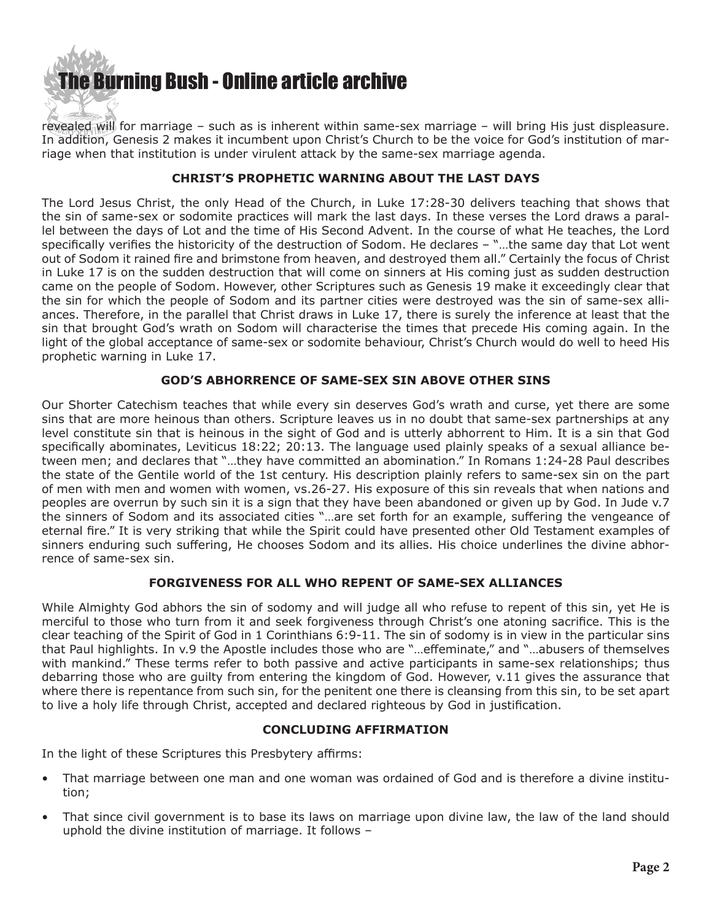revealed will for marriage – such as is inherent within same-sex marriage – will bring His just displeasure. In addition, Genesis 2 makes it incumbent upon Christ's Church to be the voice for God's institution of marriage when that institution is under virulent attack by the same-sex marriage agenda.

### CHRIST'S PROPHETIC WARNING ABOUT THE LAST DAYS

The Lord Jesus Christ, the only Head of the Church, in Luke 17:28-30 delivers teaching that shows that the sin of same-sex or sodomite practices will mark the last days. In these verses the Lord draws a parallel between the days of Lot and the time of His Second Advent. In the course of what He teaches, the Lord specifically verifies the historicity of the destruction of Sodom. He declares – "…the same day that Lot went out of Sodom it rained fire and brimstone from heaven, and destroyed them all." Certainly the focus of Christ in Luke 17 is on the sudden destruction that will come on sinners at His coming just as sudden destruction came on the people of Sodom. However, other Scriptures such as Genesis 19 make it exceedingly clear that the sin for which the people of Sodom and its partner cities were destroyed was the sin of same-sex alliances. Therefore, in the parallel that Christ draws in Luke 17, there is surely the inference at least that the sin that brought God's wrath on Sodom will characterise the times that precede His coming again. In the light of the global acceptance of same-sex or sodomite behaviour, Christ's Church would do well to heed His prophetic warning in Luke 17.

### GOD'S ABHORRENCE OF SAME-SEX SIN ABOVE OTHER SINS

Our Shorter Catechism teaches that while every sin deserves God's wrath and curse, yet there are some sins that are more heinous than others. Scripture leaves us in no doubt that same-sex partnerships at any level constitute sin that is heinous in the sight of God and is utterly abhorrent to Him. It is a sin that God specifically abominates, Leviticus 18:22; 20:13. The language used plainly speaks of a sexual alliance between men; and declares that "…they have committed an abomination." In Romans 1:24-28 Paul describes the state of the Gentile world of the 1st century. His description plainly refers to same-sex sin on the part of men with men and women with women, vs.26-27. His exposure of this sin reveals that when nations and peoples are overrun by such sin it is a sign that they have been abandoned or given up by God. In Jude v.7 the sinners of Sodom and its associated cities "…are set forth for an example, suffering the vengeance of eternal fire." It is very striking that while the Spirit could have presented other Old Testament examples of sinners enduring such suffering, He chooses Sodom and its allies. His choice underlines the divine abhorrence of same-sex sin.

### FORGIVENESS FOR ALL WHO REPENT OF SAME-SEX ALLIANCES

While Almighty God abhors the sin of sodomy and will judge all who refuse to repent of this sin, yet He is merciful to those who turn from it and seek forgiveness through Christ's one atoning sacrifice. This is the clear teaching of the Spirit of God in 1 Corinthians 6:9-11. The sin of sodomy is in view in the particular sins that Paul highlights. In v.9 the Apostle includes those who are "…effeminate," and "…abusers of themselves with mankind." These terms refer to both passive and active participants in same-sex relationships; thus debarring those who are guilty from entering the kingdom of God. However, v.11 gives the assurance that where there is repentance from such sin, for the penitent one there is cleansing from this sin, to be set apart to live a holy life through Christ, accepted and declared righteous by God in justification.

### CONCLUDING AFFIRMATION

In the light of these Scriptures this Presbytery affirms:

- That marriage between one man and one woman was ordained of God and is therefore a divine institution;
- That since civil government is to base its laws on marriage upon divine law, the law of the land should uphold the divine institution of marriage. It follows –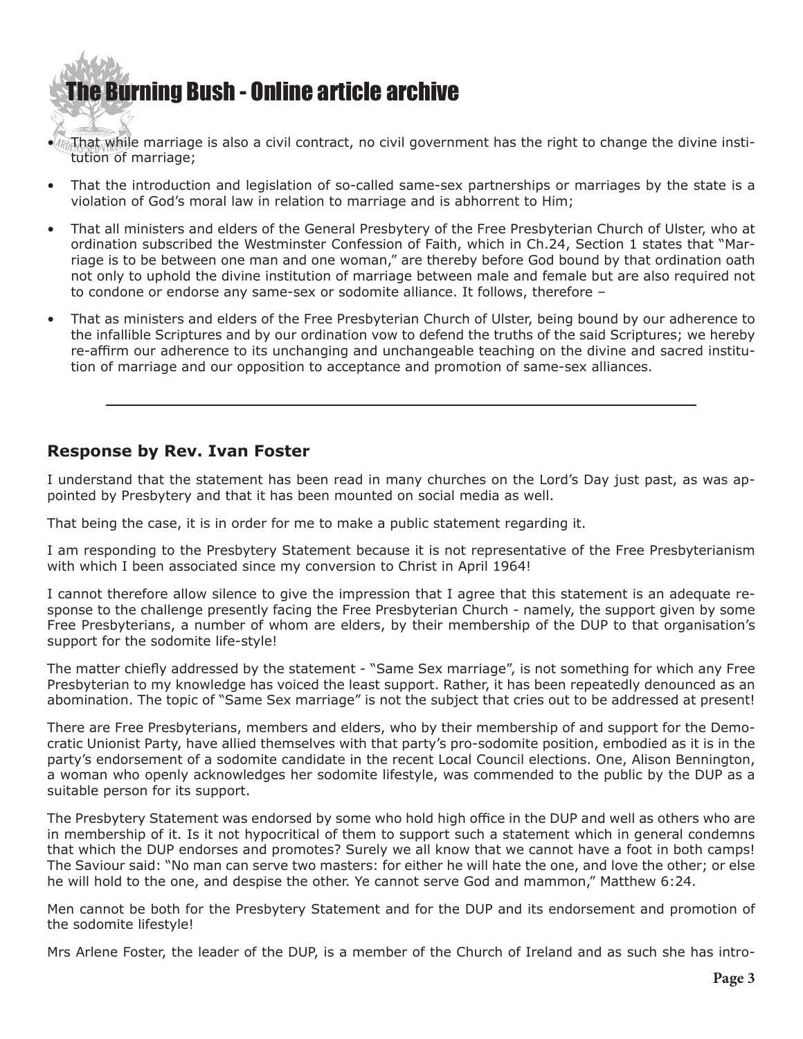- That while marriage is also a civil contract, no civil government has the right to change the divine institution of marriage;
- That the introduction and legislation of so-called same-sex partnerships or marriages by the state is a violation of God's moral law in relation to marriage and is abhorrent to Him;
- That all ministers and elders of the General Presbytery of the Free Presbyterian Church of Ulster, who at ordination subscribed the Westminster Confession of Faith, which in Ch.24, Section 1 states that "Marriage is to be between one man and one woman," are thereby before God bound by that ordination oath not only to uphold the divine institution of marriage between male and female but are also required not to condone or endorse any same-sex or sodomite alliance. It follows, therefore –
- That as ministers and elders of the Free Presbyterian Church of Ulster, being bound by our adherence to the infallible Scriptures and by our ordination vow to defend the truths of the said Scriptures; we hereby re-affirm our adherence to its unchanging and unchangeable teaching on the divine and sacred institution of marriage and our opposition to acceptance and promotion of same-sex alliances.

---

### Response by Rev. Ivan Foster

I understand that the statement has been read in many churches on the Lord's Day just past, as was appointed by Presbytery and that it has been mounted on social media as well.

That being the case, it is in order for me to make a public statement regarding it.

I am responding to the Presbytery Statement because it is not representative of the Free Presbyterianism with which I been associated since my conversion to Christ in April 1964!

I cannot therefore allow silence to give the impression that I agree that this statement is an adequate response to the challenge presently facing the Free Presbyterian Church - namely, the support given by some Free Presbyterians, a number of whom are elders, by their membership of the DUP to that organisation's support for the sodomite life-style!

The matter chiefly addressed by the statement - "Same Sex marriage", is not something for which any Free Presbyterian to my knowledge has voiced the least support. Rather, it has been repeatedly denounced as an abomination. The topic of "Same Sex marriage" is not the subject that cries out to be addressed at present!

There are Free Presbyterians, members and elders, who by their membership of and support for the Democratic Unionist Party, have allied themselves with that party's pro-sodomite position, embodied as it is in the party's endorsement of a sodomite candidate in the recent Local Council elections. One, Alison Bennington, a woman who openly acknowledges her sodomite lifestyle, was commended to the public by the DUP as a suitable person for its support.

The Presbytery Statement was endorsed by some who hold high office in the DUP and well as others who are in membership of it. Is it not hypocritical of them to support such a statement which in general condemns that which the DUP endorses and promotes? Surely we all know that we cannot have a foot in both camps! The Saviour said: "No man can serve two masters: for either he will hate the one, and love the other; or else he will hold to the one, and despise the other. Ye cannot serve God and mammon," Matthew 6:24.

Men cannot be both for the Presbytery Statement and for the DUP and its endorsement and promotion of the sodomite lifestyle!

Mrs Arlene Foster, the leader of the DUP, is a member of the Church of Ireland and as such she has intro-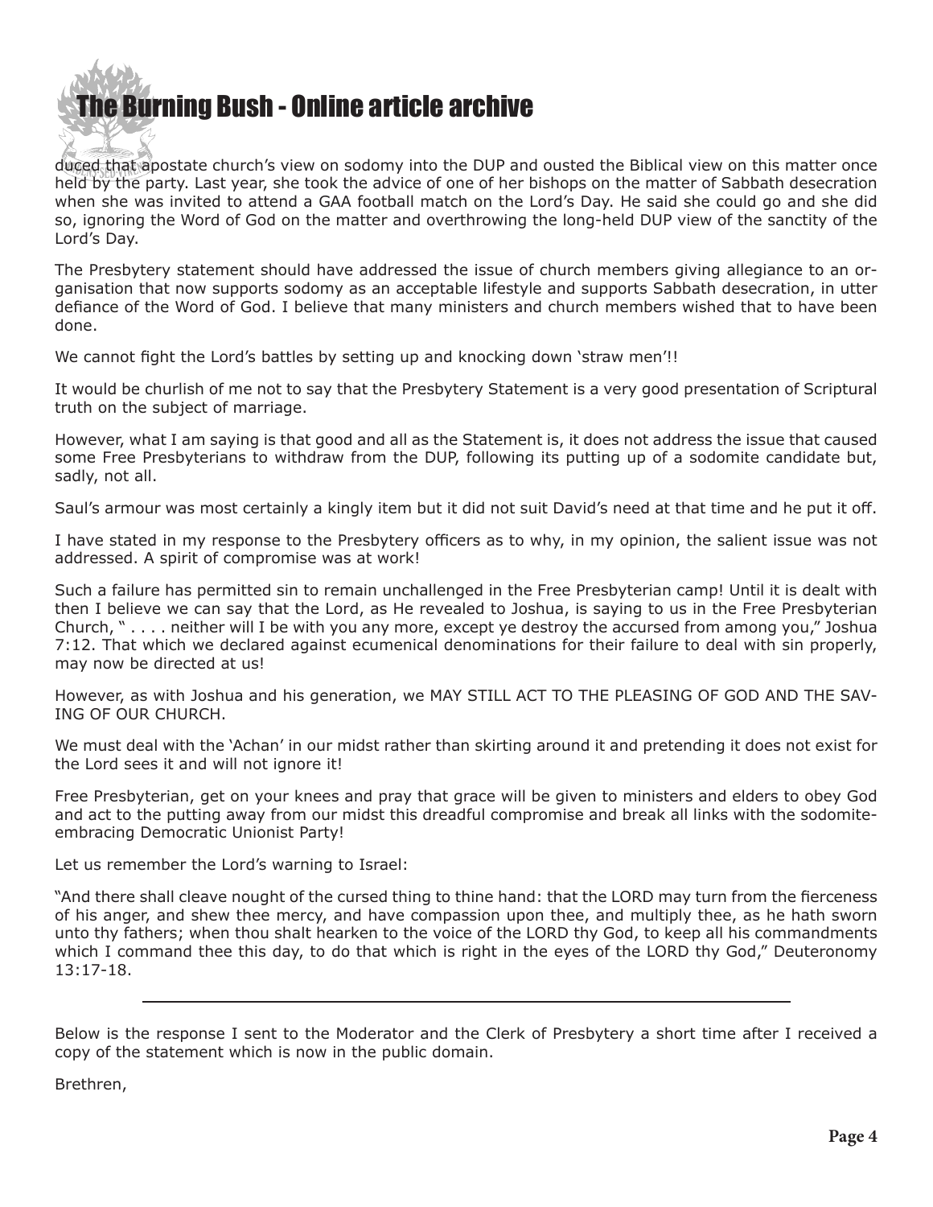duced that apostate church's view on sodomy into the DUP and ousted the Biblical view on this matter once held by the party. Last year, she took the advice of one of her bishops on the matter of Sabbath desecration when she was invited to attend a GAA football match on the Lord's Day. He said she could go and she did so, ignoring the Word of God on the matter and overthrowing the long-held DUP view of the sanctity of the Lord's Day.

The Presbytery statement should have addressed the issue of church members giving allegiance to an organisation that now supports sodomy as an acceptable lifestyle and supports Sabbath desecration, in utter defiance of the Word of God. I believe that many ministers and church members wished that to have been done.

We cannot fight the Lord's battles by setting up and knocking down 'straw men'!!

It would be churlish of me not to say that the Presbytery Statement is a very good presentation of Scriptural truth on the subject of marriage.

However, what I am saying is that good and all as the Statement is, it does not address the issue that caused some Free Presbyterians to withdraw from the DUP, following its putting up of a sodomite candidate but, sadly, not all.

Saul's armour was most certainly a kingly item but it did not suit David's need at that time and he put it off.

I have stated in my response to the Presbytery officers as to why, in my opinion, the salient issue was not addressed. A spirit of compromise was at work!

Such a failure has permitted sin to remain unchallenged in the Free Presbyterian camp! Until it is dealt with then I believe we can say that the Lord, as He revealed to Joshua, is saying to us in the Free Presbyterian Church, " . . . . neither will I be with you any more, except ye destroy the accursed from among you," Joshua 7:12. That which we declared against ecumenical denominations for their failure to deal with sin properly, may now be directed at us!

However, as with Joshua and his generation, we MAY STILL ACT TO THE PLEASING OF GOD AND THE SAVING OF OUR CHURCH.

We must deal with the 'Achan' in our midst rather than skirting around it and pretending it does not exist for the Lord sees it and will not ignore it!

Free Presbyterian, get on your knees and pray that grace will be given to ministers and elders to obey God and act to the putting away from our midst this dreadful compromise and break all links with the sodomite-embracing Democratic Unionist Party!

Let us remember the Lord's warning to Israel:

"And there shall cleave nought of the cursed thing to thine hand: that the LORD may turn from the fierceness of his anger, and shew thee mercy, and have compassion upon thee, and multiply thee, as he hath sworn unto thy fathers; when thou shalt hearken to the voice of the LORD thy God, to keep all his commandments which I command thee this day, to do that which is right in the eyes of the LORD thy God," Deuteronomy 13:17-18.

---

Below is the response I sent to the Moderator and the Clerk of Presbytery a short time after I received a copy of the statement which is now in the public domain.

Brethren,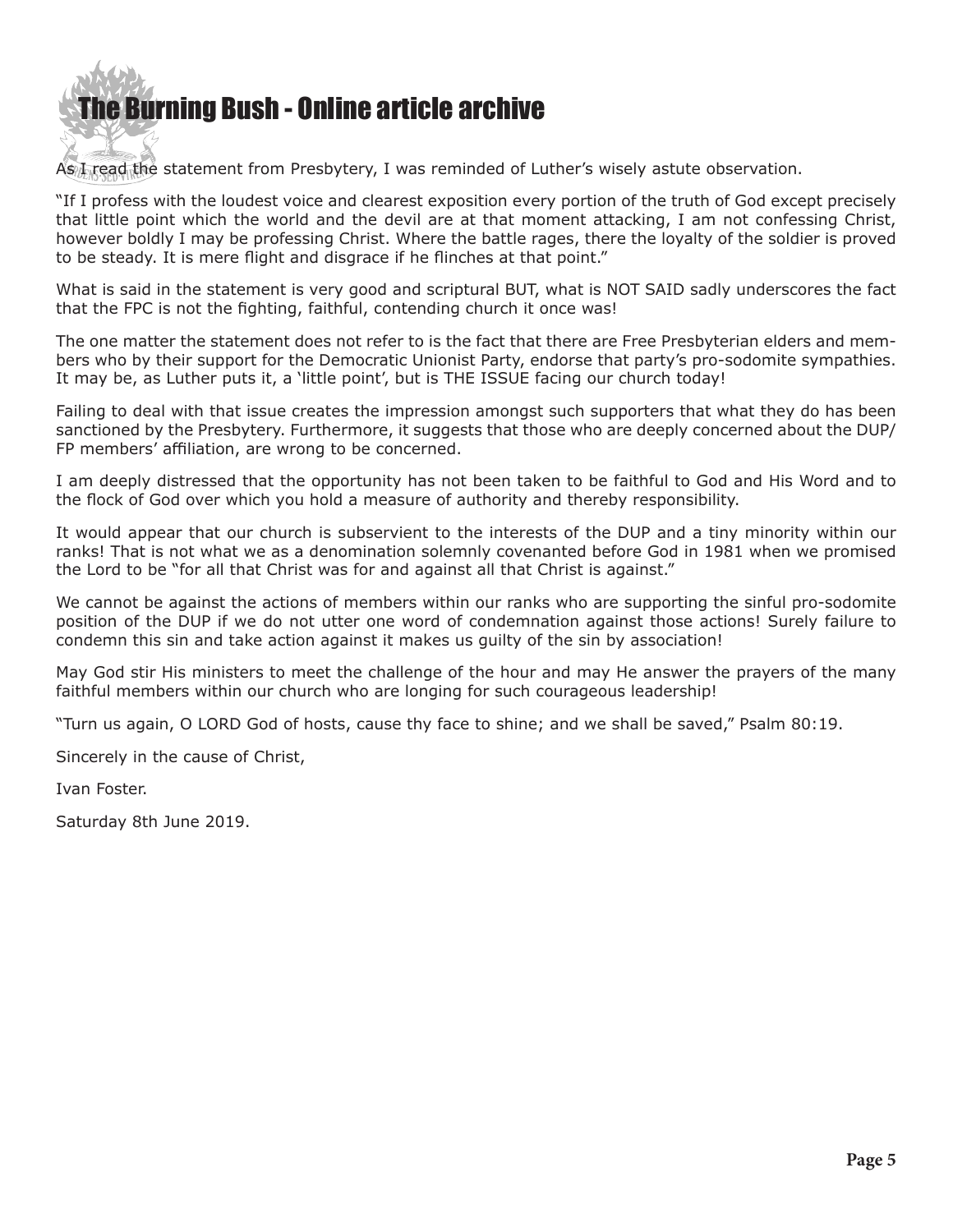As I read the statement from Presbytery, I was reminded of Luther's wisely astute observation.

"If I profess with the loudest voice and clearest exposition every portion of the truth of God except precisely that little point which the world and the devil are at that moment attacking, I am not confessing Christ, however boldly I may be professing Christ. Where the battle rages, there the loyalty of the soldier is proved to be steady. It is mere flight and disgrace if he flinches at that point."

What is said in the statement is very good and scriptural BUT, what is NOT SAID sadly underscores the fact that the FPC is not the fighting, faithful, contending church it once was!

The one matter the statement does not refer to is the fact that there are Free Presbyterian elders and members who by their support for the Democratic Unionist Party, endorse that party's pro-sodomite sympathies. It may be, as Luther puts it, a 'little point', but is THE ISSUE facing our church today!

Failing to deal with that issue creates the impression amongst such supporters that what they do has been sanctioned by the Presbytery. Furthermore, it suggests that those who are deeply concerned about the DUP/FP members' affiliation, are wrong to be concerned.

I am deeply distressed that the opportunity has not been taken to be faithful to God and His Word and to the flock of God over which you hold a measure of authority and thereby responsibility.

It would appear that our church is subservient to the interests of the DUP and a tiny minority within our ranks! That is not what we as a denomination solemnly covenanted before God in 1981 when we promised the Lord to be "for all that Christ was for and against all that Christ is against."

We cannot be against the actions of members within our ranks who are supporting the sinful pro-sodomite position of the DUP if we do not utter one word of condemnation against those actions! Surely failure to condemn this sin and take action against it makes us guilty of the sin by association!

May God stir His ministers to meet the challenge of the hour and may He answer the prayers of the many faithful members within our church who are longing for such courageous leadership!

"Turn us again, O LORD God of hosts, cause thy face to shine; and we shall be saved," Psalm 80:19.

Sincerely in the cause of Christ,

Ivan Foster.

Saturday 8th June 2019.